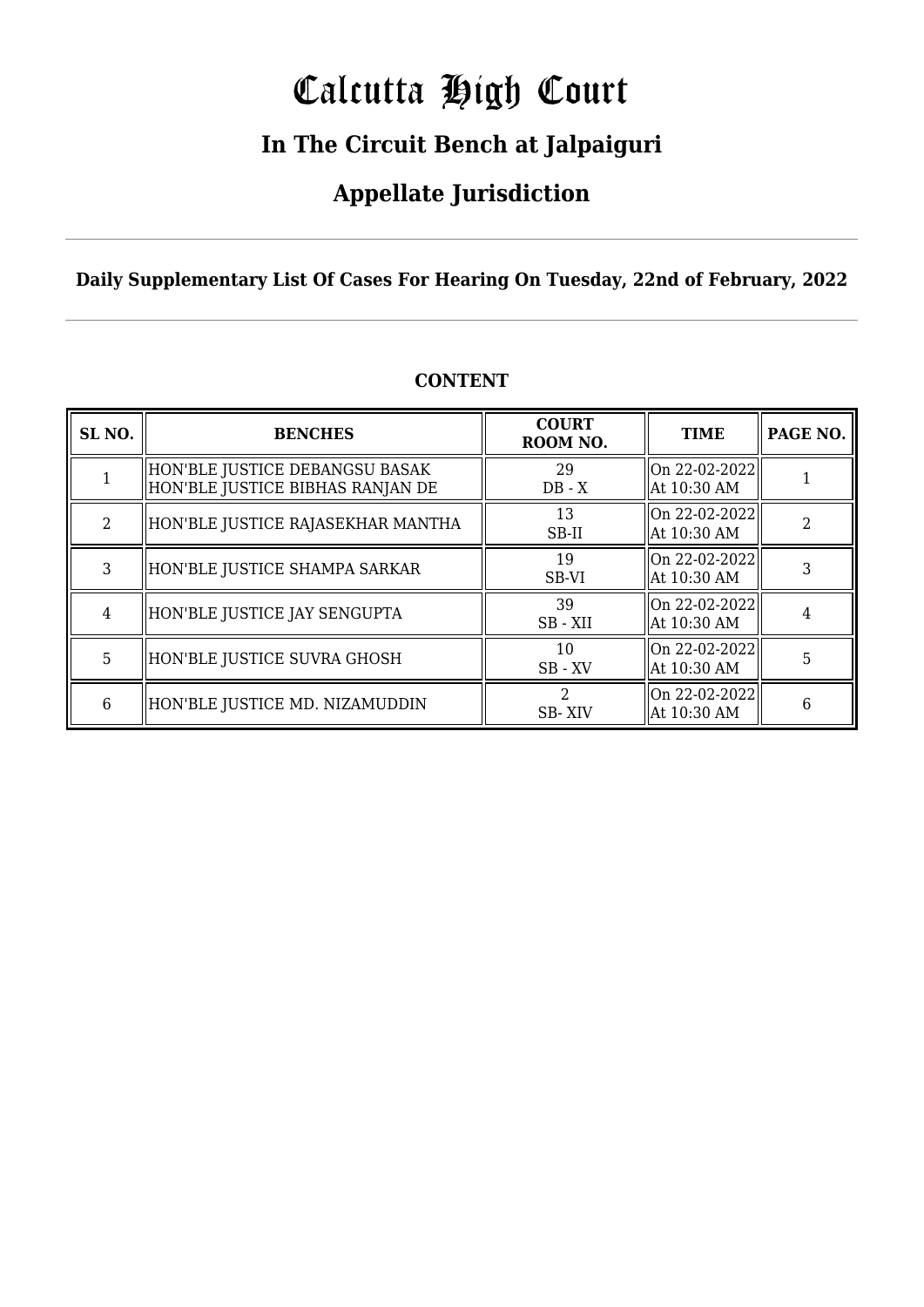# Calcutta High Court

## In The Circuit Bench at Jalpaiguri

## Appellate Jurisdiction

**Daily Supplementary List Of Cases For Hearing On Tuesday, 22nd of February, 2022**

**CONTENT**

| SL NO. | BENCHES | COURT ROOM NO. | TIME | PAGE NO. |
|---|---|---|---|---|
| 1 | HON'BLE JUSTICE DEBANGSU BASAK<br>HON'BLE JUSTICE BIBHAS RANJAN DE | 29<br>DB - X | On 22-02-2022<br>At 10:30 AM | 1 |
| 2 | HON'BLE JUSTICE RAJASEKHAR MANTHA | 13<br>SB-II | On 22-02-2022<br>At 10:30 AM | 2 |
| 3 | HON'BLE JUSTICE SHAMPA SARKAR | 19<br>SB-VI | On 22-02-2022<br>At 10:30 AM | 3 |
| 4 | HON'BLE JUSTICE JAY SENGUPTA | 39<br>SB - XII | On 22-02-2022<br>At 10:30 AM | 4 |
| 5 | HON'BLE JUSTICE SUVRA GHOSH | 10<br>SB - XV | On 22-02-2022<br>At 10:30 AM | 5 |
| 6 | HON'BLE JUSTICE MD. NIZAMUDDIN | 2<br>SB- XIV | On 22-02-2022<br>At 10:30 AM | 6 |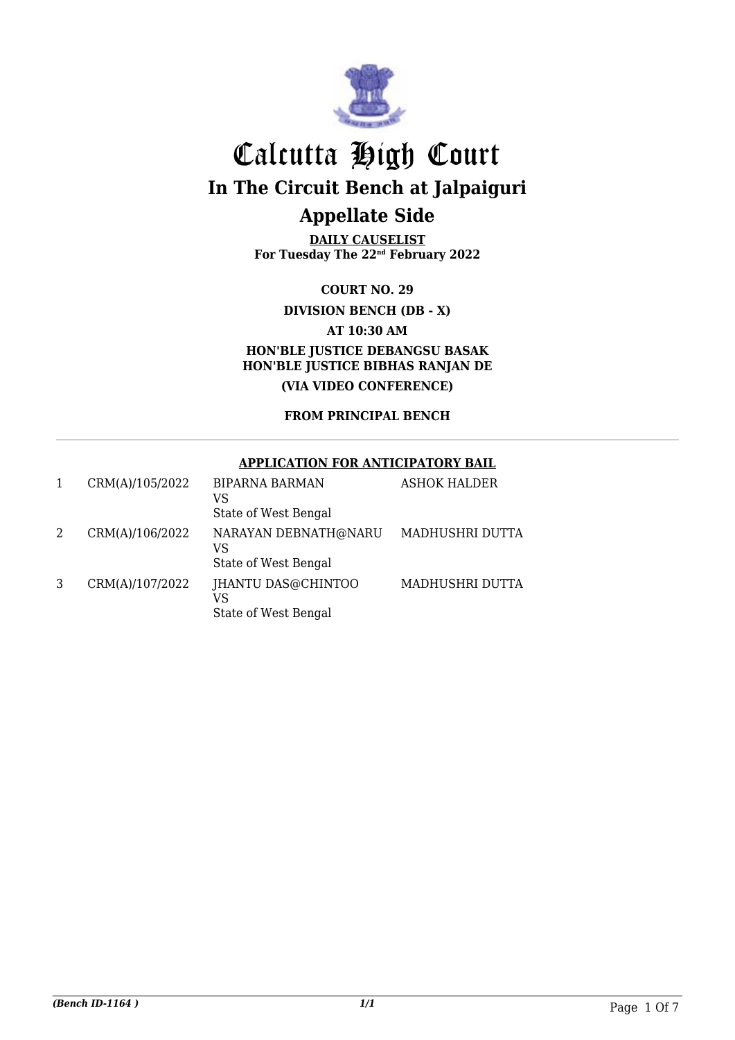# Calcutta High Court

## In The Circuit Bench at Jalpaiguri

## Appellate Side

**DAILY CAUSELIST**
**For Tuesday The 22nd February 2022**

**COURT NO. 29**

**DIVISION BENCH (DB - X)**

**AT 10:30 AM**

**HON'BLE JUSTICE DEBANGSU BASAK**
**HON'BLE JUSTICE BIBHAS RANJAN DE**

**(VIA VIDEO CONFERENCE)**

**FROM PRINCIPAL BENCH**

**APPLICATION FOR ANTICIPATORY BAIL**

| | | | |
|---|---|---|---|
| 1 | CRM(A)/105/2022 | BIPARNA BARMAN<br>VS<br>State of West Bengal | ASHOK HALDER |
| 2 | CRM(A)/106/2022 | NARAYAN DEBNATH@NARU<br>VS<br>State of West Bengal | MADHUSHRI DUTTA |
| 3 | CRM(A)/107/2022 | JHANTU DAS@CHINTOO<br>VS<br>State of West Bengal | MADHUSHRI DUTTA |

*(Bench ID-1164 )* 1/1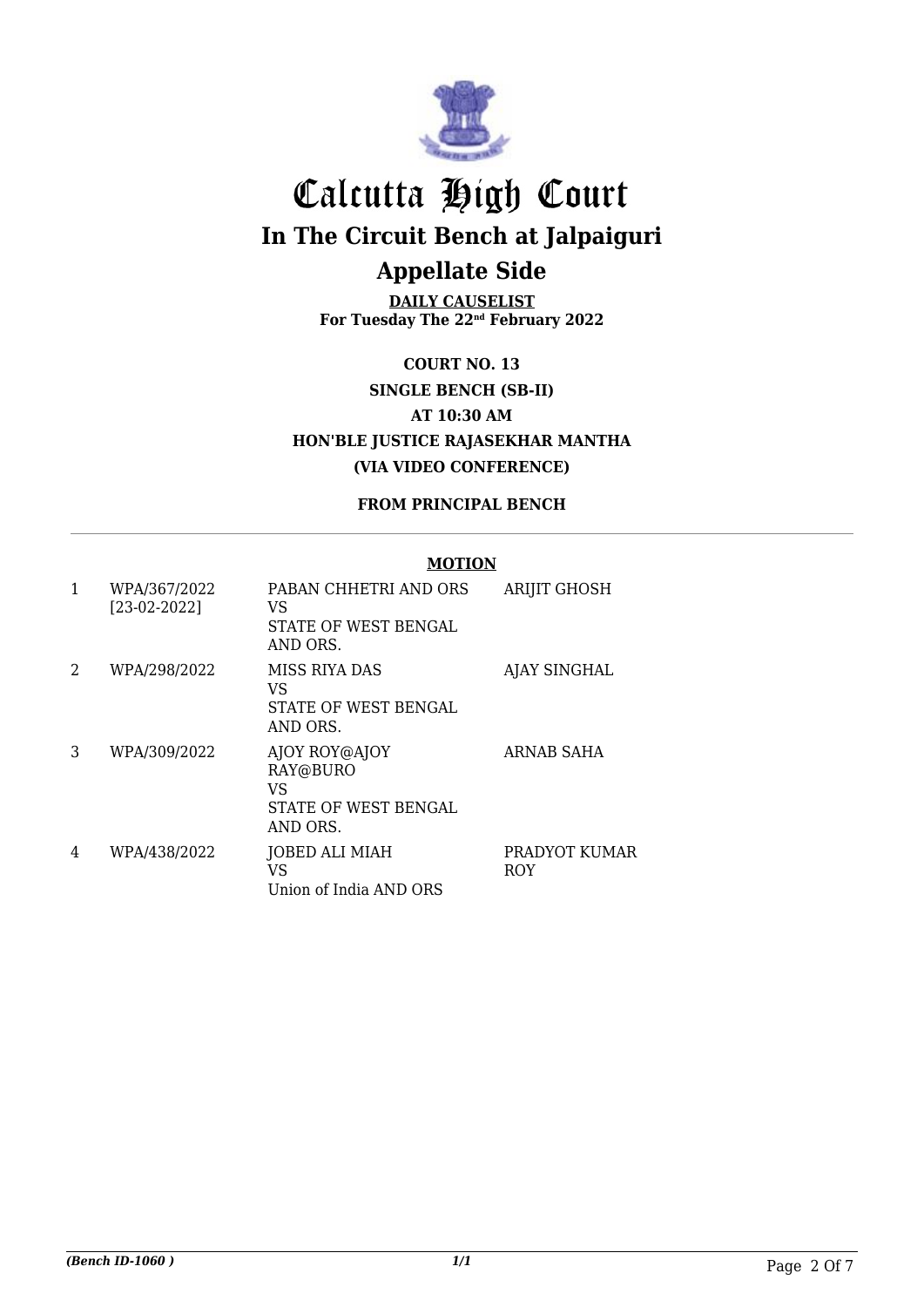# Calcutta High Court

## In The Circuit Bench at Jalpaiguri

## Appellate Side

**DAILY CAUSELIST**
**For Tuesday The 22nd February 2022**

**COURT NO. 13**

**SINGLE BENCH (SB-II)**

**AT 10:30 AM**

**HON'BLE JUSTICE RAJASEKHAR MANTHA**

**(VIA VIDEO CONFERENCE)**

**FROM PRINCIPAL BENCH**

**MOTION**

| | | | |
|---|---|---|---|
| 1 | WPA/367/2022 [23-02-2022] | PABAN CHHETRI AND ORS VS STATE OF WEST BENGAL AND ORS. | ARIJIT GHOSH |
| 2 | WPA/298/2022 | MISS RIYA DAS VS STATE OF WEST BENGAL AND ORS. | AJAY SINGHAL |
| 3 | WPA/309/2022 | AJOY ROY@AJOY RAY@BURO VS STATE OF WEST BENGAL AND ORS. | ARNAB SAHA |
| 4 | WPA/438/2022 | JOBED ALI MIAH VS Union of India AND ORS | PRADYOT KUMAR ROY |

*(Bench ID-1060 )*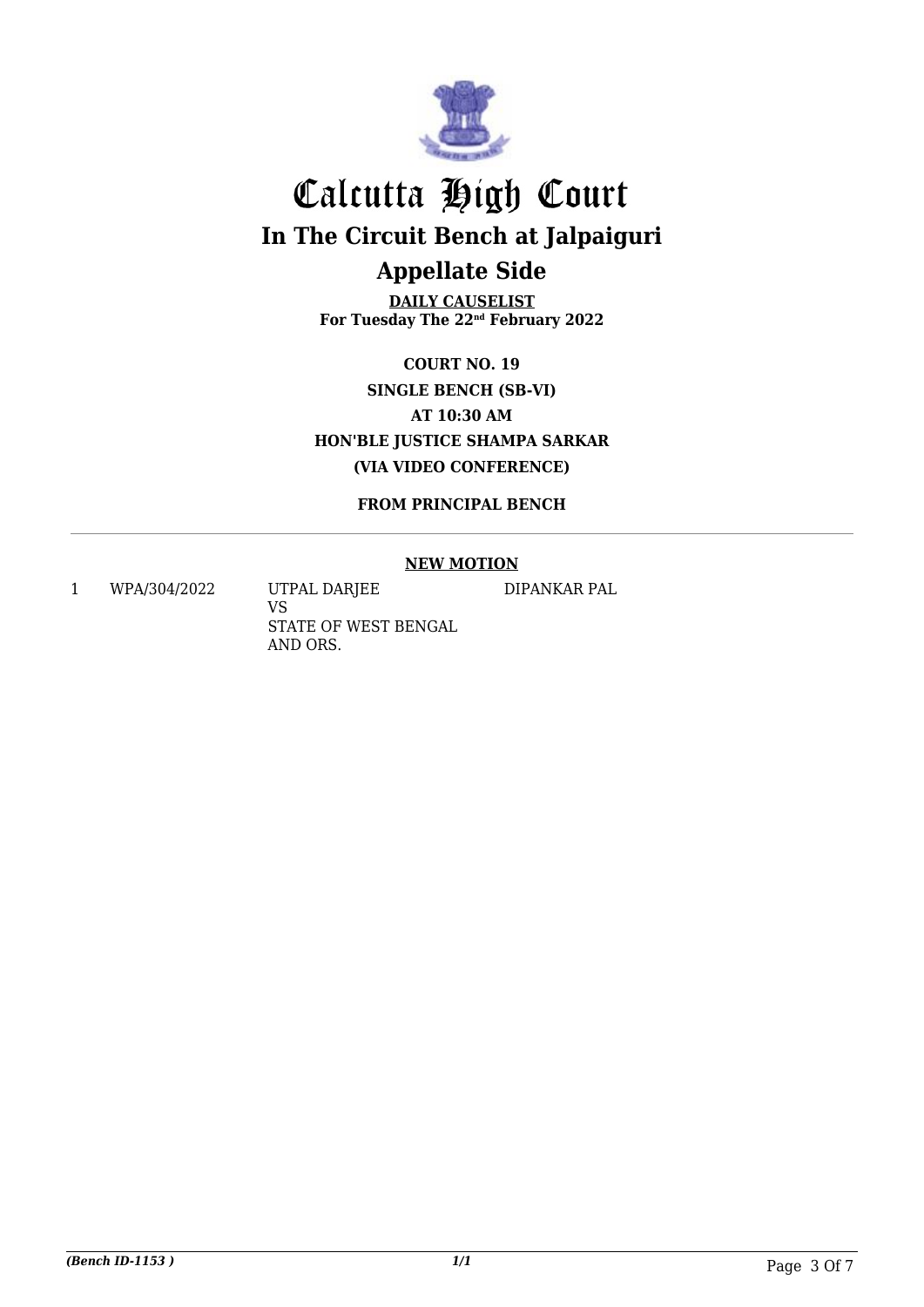# Calcutta High Court

## In The Circuit Bench at Jalpaiguri

## Appellate Side

**DAILY CAUSELIST**
**For Tuesday The 22nd February 2022**

**COURT NO. 19**
**SINGLE BENCH (SB-VI)**
**AT 10:30 AM**
**HON'BLE JUSTICE SHAMPA SARKAR**
**(VIA VIDEO CONFERENCE)**

**FROM PRINCIPAL BENCH**

**NEW MOTION**

| | | | |
|---|---|---|---|
| 1 | WPA/304/2022 | UTPAL DARJEE<br>VS<br>STATE OF WEST BENGAL AND ORS. | DIPANKAR PAL |

*(Bench ID-1153 )* *1/1*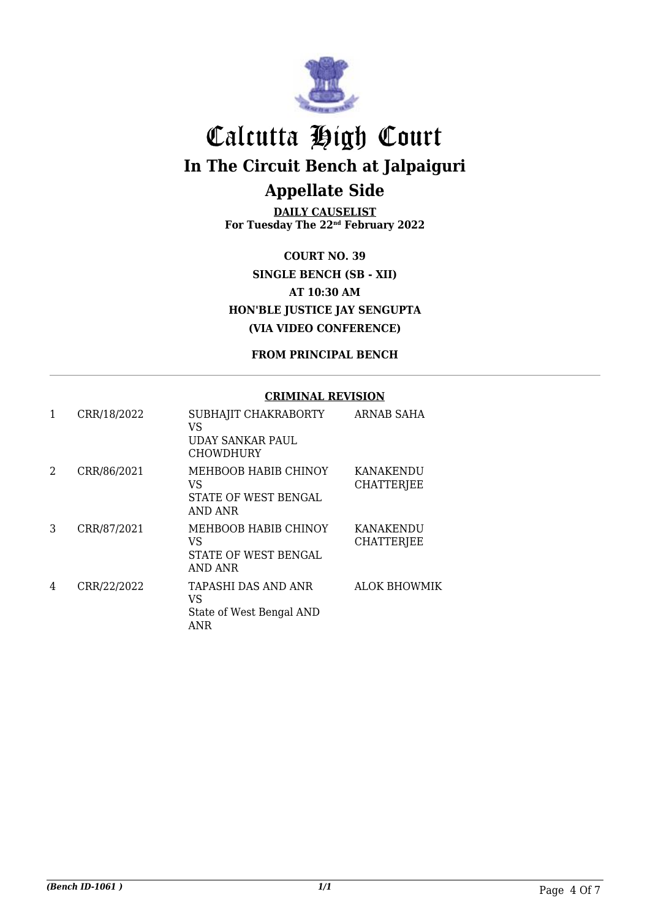# Calcutta High Court

## In The Circuit Bench at Jalpaiguri

## Appellate Side

**DAILY CAUSELIST**
**For Tuesday The 22nd February 2022**

**COURT NO. 39**
**SINGLE BENCH (SB - XII)**
**AT 10:30 AM**
**HON'BLE JUSTICE JAY SENGUPTA**
**(VIA VIDEO CONFERENCE)**

**FROM PRINCIPAL BENCH**

**CRIMINAL REVISION**

| | | | |
|---|---|---|---|
| 1 | CRR/18/2022 | SUBHAJIT CHAKRABORTY VS UDAY SANKAR PAUL CHOWDHURY | ARNAB SAHA |
| 2 | CRR/86/2021 | MEHBOOB HABIB CHINOY VS STATE OF WEST BENGAL AND ANR | KANAKENDU CHATTERJEE |
| 3 | CRR/87/2021 | MEHBOOB HABIB CHINOY VS STATE OF WEST BENGAL AND ANR | KANAKENDU CHATTERJEE |
| 4 | CRR/22/2022 | TAPASHI DAS AND ANR VS State of West Bengal AND ANR | ALOK BHOWMIK |

*(Bench ID-1061 )* *1/1*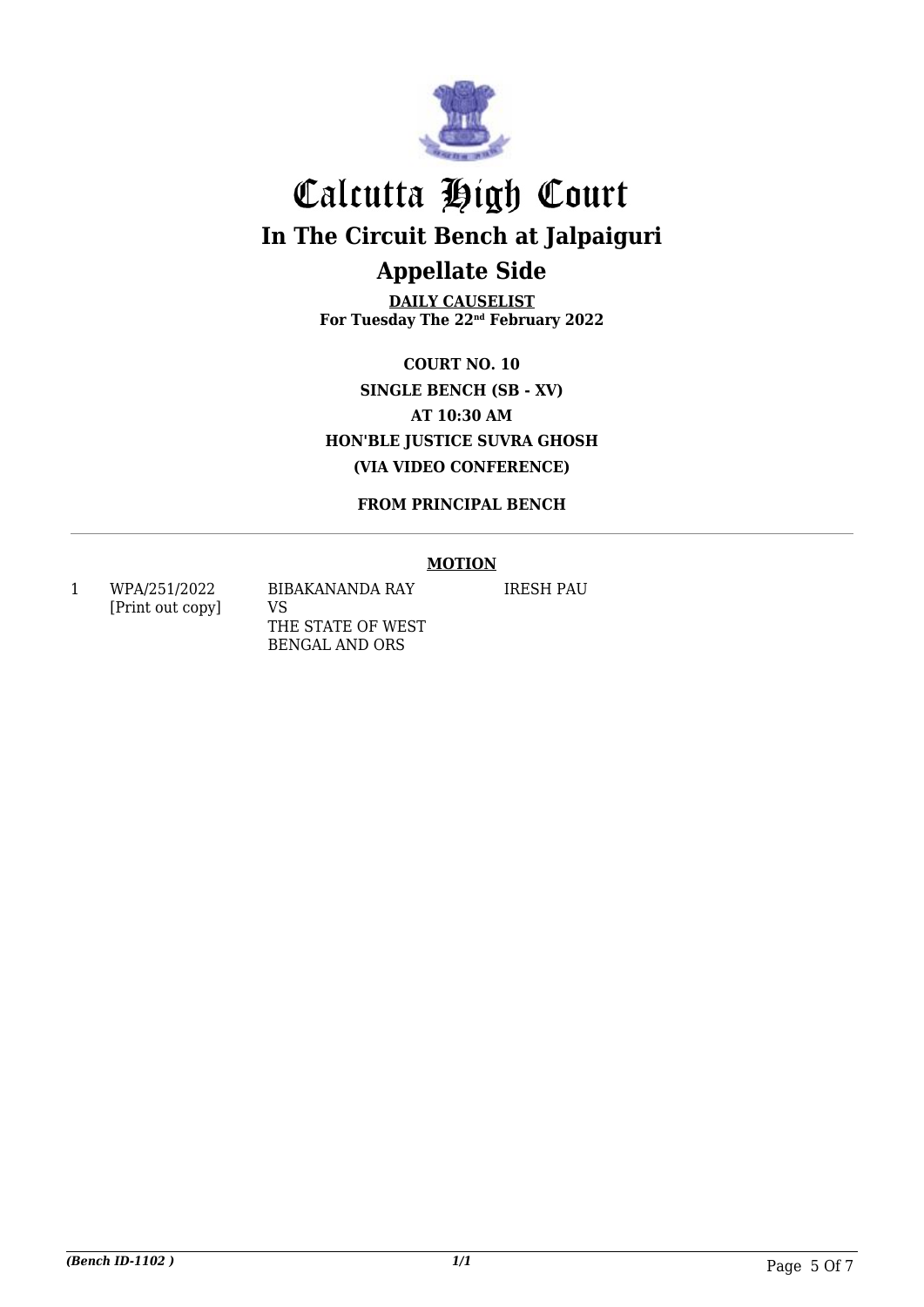# Calcutta High Court

## In The Circuit Bench at Jalpaiguri

## Appellate Side

**DAILY CAUSELIST**
**For Tuesday The 22nd February 2022**

**COURT NO. 10**
**SINGLE BENCH (SB - XV)**
**AT 10:30 AM**
**HON'BLE JUSTICE SUVRA GHOSH**
**(VIA VIDEO CONFERENCE)**

**FROM PRINCIPAL BENCH**

**MOTION**

| | | | |
|---|---|---|---|
| 1 | WPA/251/2022 [Print out copy] | BIBAKANANDA RAY VS THE STATE OF WEST BENGAL AND ORS | IRESH PAU |

*(Bench ID-1102 )* *1/1*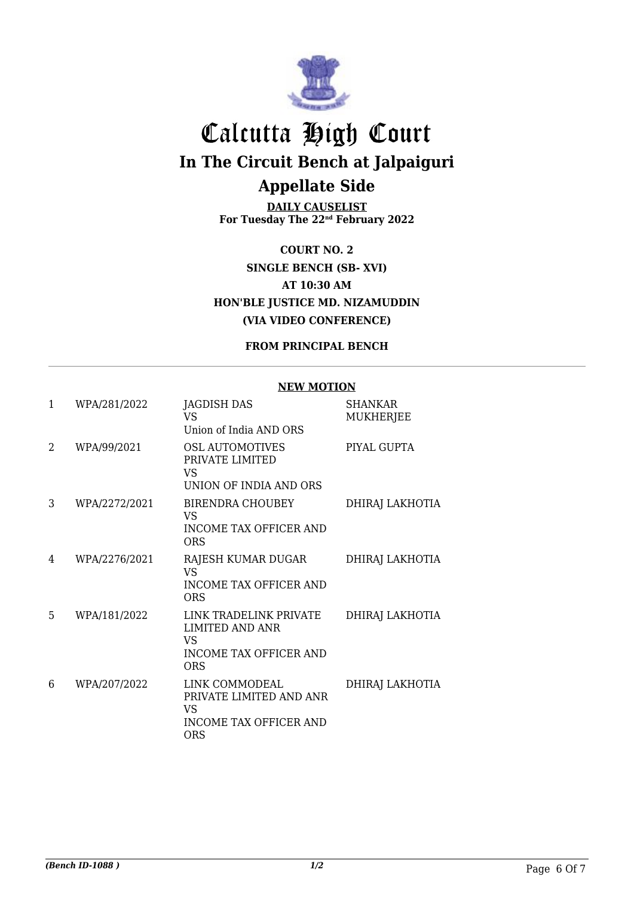# Calcutta High Court

## In The Circuit Bench at Jalpaiguri

## Appellate Side

**DAILY CAUSELIST**
**For Tuesday The 22nd February 2022**

**COURT NO. 2**
**SINGLE BENCH (SB- XVI)**
**AT 10:30 AM**
**HON'BLE JUSTICE MD. NIZAMUDDIN**
**(VIA VIDEO CONFERENCE)**

**FROM PRINCIPAL BENCH**

**NEW MOTION**

| | | | |
|---|---|---|---|
| 1 | WPA/281/2022 | JAGDISH DAS VS Union of India AND ORS | SHANKAR MUKHERJEE |
| 2 | WPA/99/2021 | OSL AUTOMOTIVES PRIVATE LIMITED VS UNION OF INDIA AND ORS | PIYAL GUPTA |
| 3 | WPA/2272/2021 | BIRENDRA CHOUBEY VS INCOME TAX OFFICER AND ORS | DHIRAJ LAKHOTIA |
| 4 | WPA/2276/2021 | RAJESH KUMAR DUGAR VS INCOME TAX OFFICER AND ORS | DHIRAJ LAKHOTIA |
| 5 | WPA/181/2022 | LINK TRADELINK PRIVATE LIMITED AND ANR VS INCOME TAX OFFICER AND ORS | DHIRAJ LAKHOTIA |
| 6 | WPA/207/2022 | LINK COMMODEAL PRIVATE LIMITED AND ANR VS INCOME TAX OFFICER AND ORS | DHIRAJ LAKHOTIA |

*(Bench ID-1088 )* *1/2*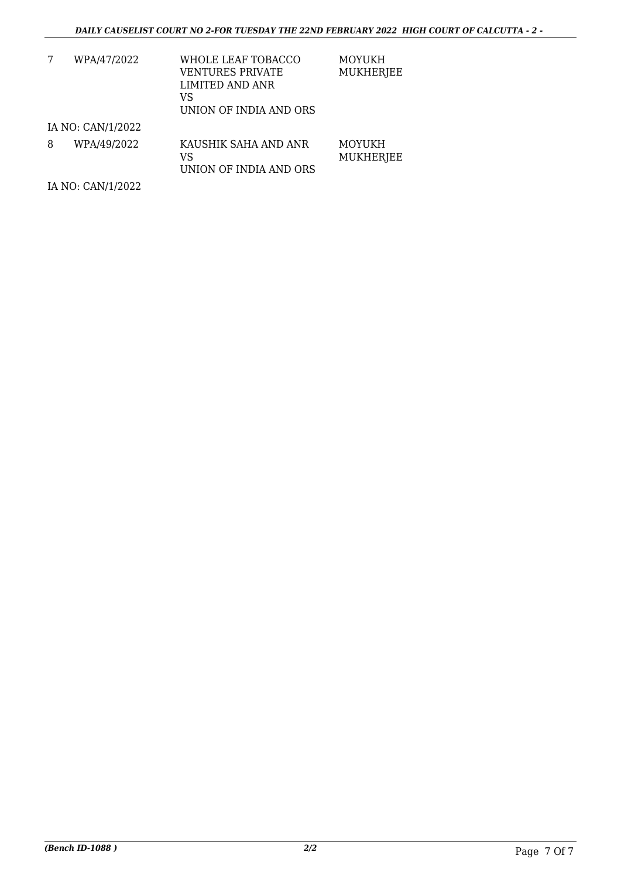| | | | |
|---|---|---|---|
| 7 | WPA/47/2022 | WHOLE LEAF TOBACCO VENTURES PRIVATE LIMITED AND ANR<br>VS<br>UNION OF INDIA AND ORS | MOYUKH MUKHERJEE |
| IA NO: CAN/1/2022 | | | |
| 8 | WPA/49/2022 | KAUSHIK SAHA AND ANR<br>VS<br>UNION OF INDIA AND ORS | MOYUKH MUKHERJEE |
| IA NO: CAN/1/2022 | | | |